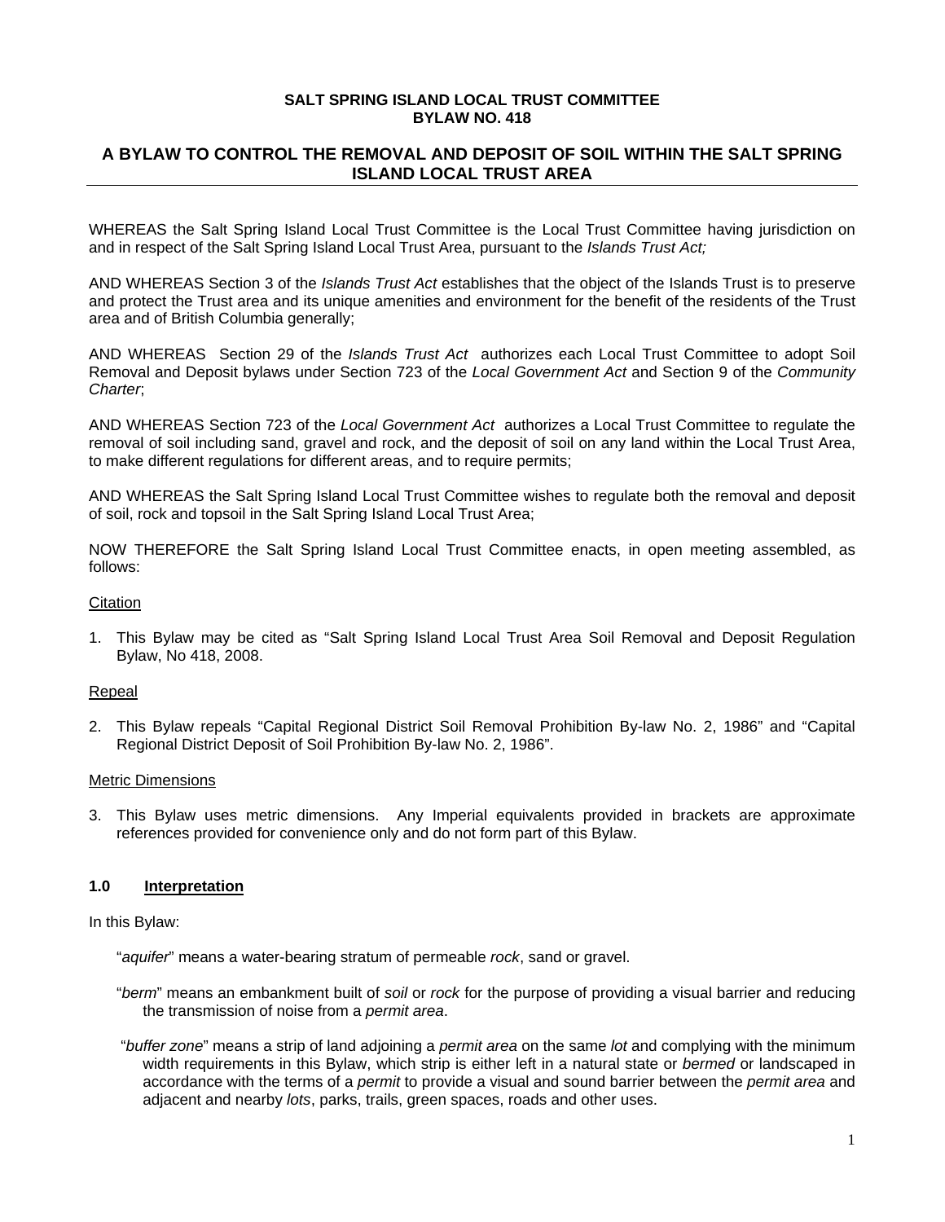**SALT SPRING ISLAND LOCAL TRUST COMMITTEE**
**BYLAW NO. 418**

## A BYLAW TO CONTROL THE REMOVAL AND DEPOSIT OF SOIL WITHIN THE SALT SPRING ISLAND LOCAL TRUST AREA

WHEREAS the Salt Spring Island Local Trust Committee is the Local Trust Committee having jurisdiction on and in respect of the Salt Spring Island Local Trust Area, pursuant to the *Islands Trust Act;*

AND WHEREAS Section 3 of the *Islands Trust Act* establishes that the object of the Islands Trust is to preserve and protect the Trust area and its unique amenities and environment for the benefit of the residents of the Trust area and of British Columbia generally;

AND WHEREAS Section 29 of the *Islands Trust Act* authorizes each Local Trust Committee to adopt Soil Removal and Deposit bylaws under Section 723 of the *Local Government Act* and Section 9 of the *Community Charter*;

AND WHEREAS Section 723 of the *Local Government Act* authorizes a Local Trust Committee to regulate the removal of soil including sand, gravel and rock, and the deposit of soil on any land within the Local Trust Area, to make different regulations for different areas, and to require permits;

AND WHEREAS the Salt Spring Island Local Trust Committee wishes to regulate both the removal and deposit of soil, rock and topsoil in the Salt Spring Island Local Trust Area;

NOW THEREFORE the Salt Spring Island Local Trust Committee enacts, in open meeting assembled, as follows:

<u>Citation</u>

1. This Bylaw may be cited as "Salt Spring Island Local Trust Area Soil Removal and Deposit Regulation Bylaw, No 418, 2008.

<u>Repeal</u>

2. This Bylaw repeals "Capital Regional District Soil Removal Prohibition By-law No. 2, 1986" and "Capital Regional District Deposit of Soil Prohibition By-law No. 2, 1986".

<u>Metric Dimensions</u>

3. This Bylaw uses metric dimensions. Any Imperial equivalents provided in brackets are approximate references provided for convenience only and do not form part of this Bylaw.

### 1.0 <u>Interpretation</u>

In this Bylaw:

"*aquifer*" means a water-bearing stratum of permeable *rock*, sand or gravel.

"*berm*" means an embankment built of *soil* or *rock* for the purpose of providing a visual barrier and reducing the transmission of noise from a *permit area*.

"*buffer zone*" means a strip of land adjoining a *permit area* on the same *lot* and complying with the minimum width requirements in this Bylaw, which strip is either left in a natural state or *bermed* or landscaped in accordance with the terms of a *permit* to provide a visual and sound barrier between the *permit area* and adjacent and nearby *lots*, parks, trails, green spaces, roads and other uses.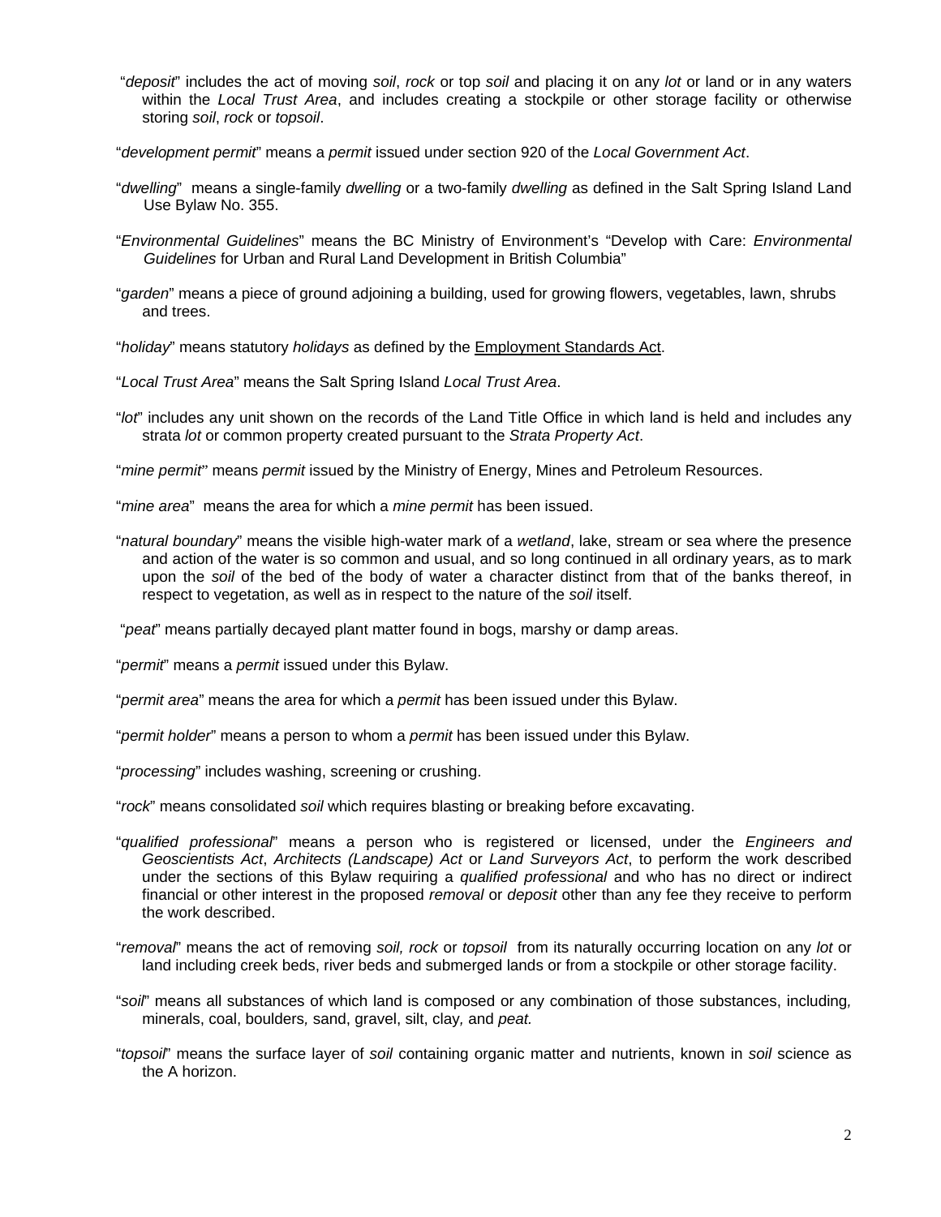"*deposit*" includes the act of moving *soil*, *rock* or top *soil* and placing it on any *lot* or land or in any waters within the *Local Trust Area*, and includes creating a stockpile or other storage facility or otherwise storing *soil*, *rock* or *topsoil*.

"*development permit*" means a *permit* issued under section 920 of the *Local Government Act*.

"*dwelling*" means a single-family *dwelling* or a two-family *dwelling* as defined in the Salt Spring Island Land Use Bylaw No. 355.

"*Environmental Guidelines*" means the BC Ministry of Environment's "Develop with Care: *Environmental Guidelines* for Urban and Rural Land Development in British Columbia"

"*garden*" means a piece of ground adjoining a building, used for growing flowers, vegetables, lawn, shrubs and trees.

"*holiday*" means statutory *holidays* as defined by the Employment Standards Act.

"*Local Trust Area*" means the Salt Spring Island *Local Trust Area*.

"*lot*" includes any unit shown on the records of the Land Title Office in which land is held and includes any strata *lot* or common property created pursuant to the *Strata Property Act*.

"*mine permit*" means *permit* issued by the Ministry of Energy, Mines and Petroleum Resources.

"*mine area*" means the area for which a *mine permit* has been issued.

"*natural boundary*" means the visible high-water mark of a *wetland*, lake, stream or sea where the presence and action of the water is so common and usual, and so long continued in all ordinary years, as to mark upon the *soil* of the bed of the body of water a character distinct from that of the banks thereof, in respect to vegetation, as well as in respect to the nature of the *soil* itself.

"*peat*" means partially decayed plant matter found in bogs, marshy or damp areas.

"*permit*" means a *permit* issued under this Bylaw.

"*permit area*" means the area for which a *permit* has been issued under this Bylaw.

"*permit holder*" means a person to whom a *permit* has been issued under this Bylaw.

"*processing*" includes washing, screening or crushing.

"*rock*" means consolidated *soil* which requires blasting or breaking before excavating.

"*qualified professional*" means a person who is registered or licensed, under the *Engineers and Geoscientists Act*, *Architects (Landscape) Act* or *Land Surveyors Act*, to perform the work described under the sections of this Bylaw requiring a *qualified professional* and who has no direct or indirect financial or other interest in the proposed *removal* or *deposit* other than any fee they receive to perform the work described.

"*removal*" means the act of removing *soil, rock* or *topsoil* from its naturally occurring location on any *lot* or land including creek beds, river beds and submerged lands or from a stockpile or other storage facility.

"*soil*" means all substances of which land is composed or any combination of those substances, including, minerals, coal, boulders, sand, gravel, silt, clay, and *peat.*

"*topsoil*" means the surface layer of *soil* containing organic matter and nutrients, known in *soil* science as the A horizon.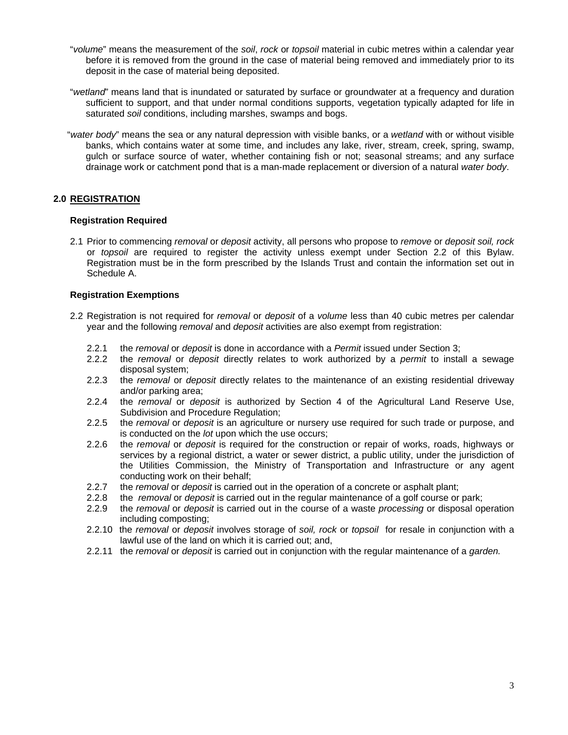"*volume*" means the measurement of the *soil*, *rock* or *topsoil* material in cubic metres within a calendar year before it is removed from the ground in the case of material being removed and immediately prior to its deposit in the case of material being deposited.

"*wetland*" means land that is inundated or saturated by surface or groundwater at a frequency and duration sufficient to support, and that under normal conditions supports, vegetation typically adapted for life in saturated *soil* conditions, including marshes, swamps and bogs.

"*water body*" means the sea or any natural depression with visible banks, or a *wetland* with or without visible banks, which contains water at some time, and includes any lake, river, stream, creek, spring, swamp, gulch or surface source of water, whether containing fish or not; seasonal streams; and any surface drainage work or catchment pond that is a man-made replacement or diversion of a natural *water body*.

## 2.0 REGISTRATION

### Registration Required

2.1 Prior to commencing *removal* or *deposit* activity, all persons who propose to *remove* or *deposit soil, rock* or *topsoil* are required to register the activity unless exempt under Section 2.2 of this Bylaw. Registration must be in the form prescribed by the Islands Trust and contain the information set out in Schedule A.

### Registration Exemptions

2.2 Registration is not required for *removal* or *deposit* of a *volume* less than 40 cubic metres per calendar year and the following *removal* and *deposit* activities are also exempt from registration:

- 2.2.1 the *removal* or *deposit* is done in accordance with a *Permit* issued under Section 3;
- 2.2.2 the *removal* or *deposit* directly relates to work authorized by a *permit* to install a sewage disposal system;
- 2.2.3 the *removal* or *deposit* directly relates to the maintenance of an existing residential driveway and/or parking area;
- 2.2.4 the *removal* or *deposit* is authorized by Section 4 of the Agricultural Land Reserve Use, Subdivision and Procedure Regulation;
- 2.2.5 the *removal* or *deposit* is an agriculture or nursery use required for such trade or purpose, and is conducted on the *lot* upon which the use occurs;
- 2.2.6 the *removal* or *deposit* is required for the construction or repair of works, roads, highways or services by a regional district, a water or sewer district, a public utility, under the jurisdiction of the Utilities Commission, the Ministry of Transportation and Infrastructure or any agent conducting work on their behalf;
- 2.2.7 the *removal* or *deposit* is carried out in the operation of a concrete or asphalt plant;
- 2.2.8 the *removal* or *deposit* is carried out in the regular maintenance of a golf course or park;
- 2.2.9 the *removal* or *deposit* is carried out in the course of a waste *processing* or disposal operation including composting;
- 2.2.10 the *removal* or *deposit* involves storage of *soil, rock* or *topsoil* for resale in conjunction with a lawful use of the land on which it is carried out; and,
- 2.2.11 the *removal* or *deposit* is carried out in conjunction with the regular maintenance of a *garden.*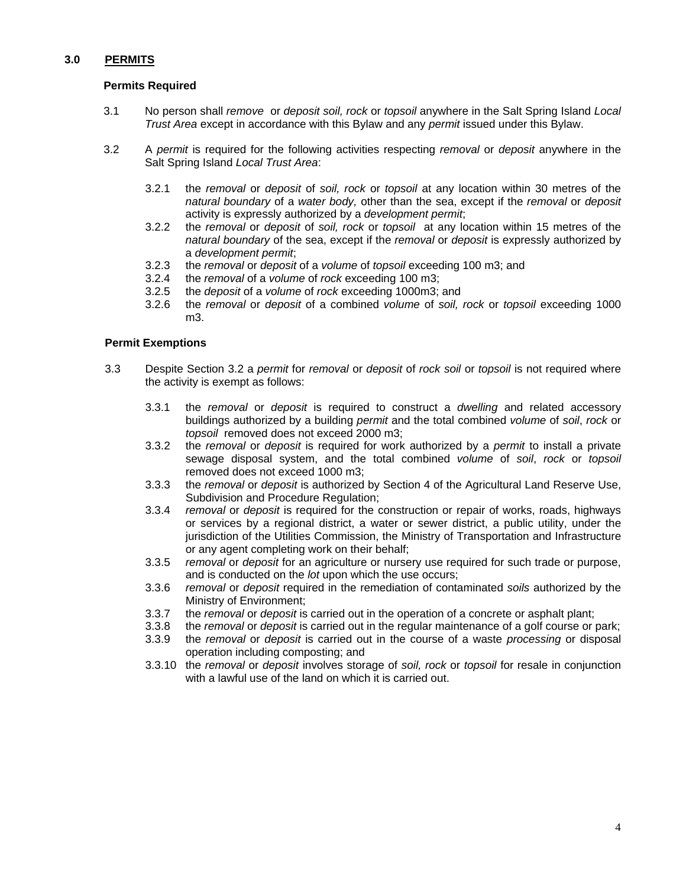## 3.0 PERMITS

### Permits Required

3.1 No person shall *remove* or *deposit soil, rock* or *topsoil* anywhere in the Salt Spring Island *Local Trust Area* except in accordance with this Bylaw and any *permit* issued under this Bylaw.

3.2 A *permit* is required for the following activities respecting *removal* or *deposit* anywhere in the Salt Spring Island *Local Trust Area*:

- 3.2.1 the *removal* or *deposit* of *soil, rock* or *topsoil* at any location within 30 metres of the *natural boundary* of a *water body,* other than the sea, except if the *removal* or *deposit* activity is expressly authorized by a *development permit*;
- 3.2.2 the *removal* or *deposit* of *soil, rock* or *topsoil* at any location within 15 metres of the *natural boundary* of the sea, except if the *removal* or *deposit* is expressly authorized by a *development permit*;
- 3.2.3 the *removal* or *deposit* of a *volume* of *topsoil* exceeding 100 m3; and
- 3.2.4 the *removal* of a *volume* of *rock* exceeding 100 m3;
- 3.2.5 the *deposit* of a *volume* of *rock* exceeding 1000m3; and
- 3.2.6 the *removal* or *deposit* of a combined *volume* of *soil, rock* or *topsoil* exceeding 1000 m3.

### Permit Exemptions

3.3 Despite Section 3.2 a *permit* for *removal* or *deposit* of *rock soil* or *topsoil* is not required where the activity is exempt as follows:

- 3.3.1 the *removal* or *deposit* is required to construct a *dwelling* and related accessory buildings authorized by a building *permit* and the total combined *volume* of *soil*, *rock* or *topsoil* removed does not exceed 2000 m3;
- 3.3.2 the *removal* or *deposit* is required for work authorized by a *permit* to install a private sewage disposal system, and the total combined *volume* of *soil*, *rock* or *topsoil* removed does not exceed 1000 m3;
- 3.3.3 the *removal* or *deposit* is authorized by Section 4 of the Agricultural Land Reserve Use, Subdivision and Procedure Regulation;
- 3.3.4 *removal* or *deposit* is required for the construction or repair of works, roads, highways or services by a regional district, a water or sewer district, a public utility, under the jurisdiction of the Utilities Commission, the Ministry of Transportation and Infrastructure or any agent completing work on their behalf;
- 3.3.5 *removal* or *deposit* for an agriculture or nursery use required for such trade or purpose, and is conducted on the *lot* upon which the use occurs;
- 3.3.6 *removal* or *deposit* required in the remediation of contaminated *soils* authorized by the Ministry of Environment;
- 3.3.7 the *removal* or *deposit* is carried out in the operation of a concrete or asphalt plant;
- 3.3.8 the *removal* or *deposit* is carried out in the regular maintenance of a golf course or park;
- 3.3.9 the *removal* or *deposit* is carried out in the course of a waste *processing* or disposal operation including composting; and
- 3.3.10 the *removal* or *deposit* involves storage of *soil, rock* or *topsoil* for resale in conjunction with a lawful use of the land on which it is carried out.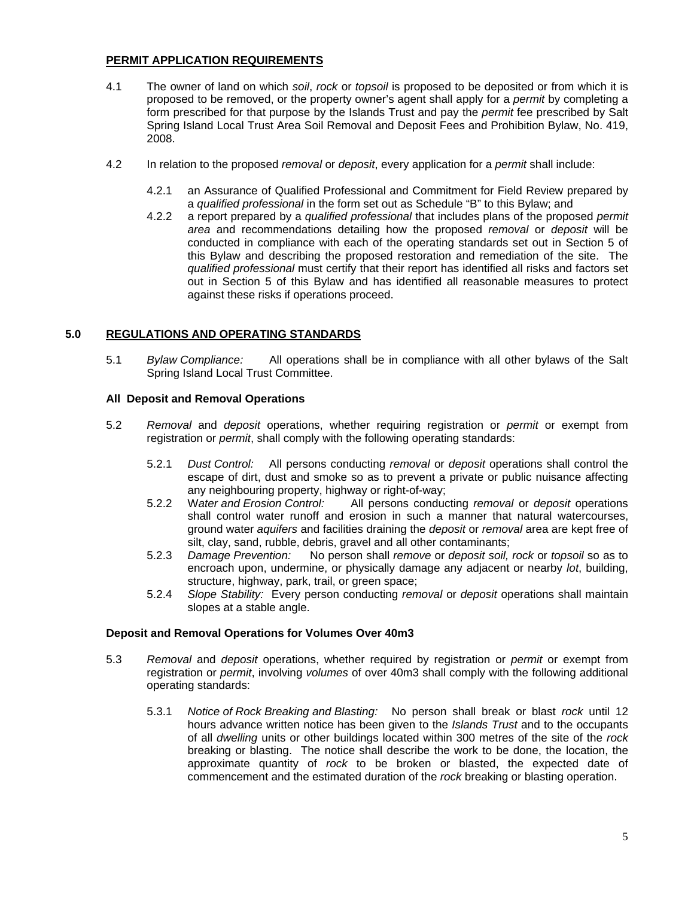## PERMIT APPLICATION REQUIREMENTS

4.1 The owner of land on which *soil*, *rock* or *topsoil* is proposed to be deposited or from which it is proposed to be removed, or the property owner's agent shall apply for a *permit* by completing a form prescribed for that purpose by the Islands Trust and pay the *permit* fee prescribed by Salt Spring Island Local Trust Area Soil Removal and Deposit Fees and Prohibition Bylaw, No. 419, 2008.

4.2 In relation to the proposed *removal* or *deposit*, every application for a *permit* shall include:

4.2.1 an Assurance of Qualified Professional and Commitment for Field Review prepared by a *qualified professional* in the form set out as Schedule "B" to this Bylaw; and

4.2.2 a report prepared by a *qualified professional* that includes plans of the proposed *permit area* and recommendations detailing how the proposed *removal* or *deposit* will be conducted in compliance with each of the operating standards set out in Section 5 of this Bylaw and describing the proposed restoration and remediation of the site. The *qualified professional* must certify that their report has identified all risks and factors set out in Section 5 of this Bylaw and has identified all reasonable measures to protect against these risks if operations proceed.

## 5.0 REGULATIONS AND OPERATING STANDARDS

5.1 *Bylaw Compliance:* All operations shall be in compliance with all other bylaws of the Salt Spring Island Local Trust Committee.

### All Deposit and Removal Operations

5.2 *Removal* and *deposit* operations, whether requiring registration or *permit* or exempt from registration or *permit*, shall comply with the following operating standards:

5.2.1 *Dust Control:* All persons conducting *removal* or *deposit* operations shall control the escape of dirt, dust and smoke so as to prevent a private or public nuisance affecting any neighbouring property, highway or right-of-way;

5.2.2 *Water and Erosion Control:* All persons conducting *removal* or *deposit* operations shall control water runoff and erosion in such a manner that natural watercourses, ground water *aquifers* and facilities draining the *deposit* or *removal* area are kept free of silt, clay, sand, rubble, debris, gravel and all other contaminants;

5.2.3 *Damage Prevention:* No person shall *remove* or *deposit soil, rock* or *topsoil* so as to encroach upon, undermine, or physically damage any adjacent or nearby *lot*, building, structure, highway, park, trail, or green space;

5.2.4 *Slope Stability:* Every person conducting *removal* or *deposit* operations shall maintain slopes at a stable angle.

### Deposit and Removal Operations for Volumes Over 40m3

5.3 *Removal* and *deposit* operations, whether required by registration or *permit* or exempt from registration or *permit*, involving *volumes* of over 40m3 shall comply with the following additional operating standards:

5.3.1 *Notice of Rock Breaking and Blasting:* No person shall break or blast *rock* until 12 hours advance written notice has been given to the *Islands Trust* and to the occupants of all *dwelling* units or other buildings located within 300 metres of the site of the *rock* breaking or blasting. The notice shall describe the work to be done, the location, the approximate quantity of *rock* to be broken or blasted, the expected date of commencement and the estimated duration of the *rock* breaking or blasting operation.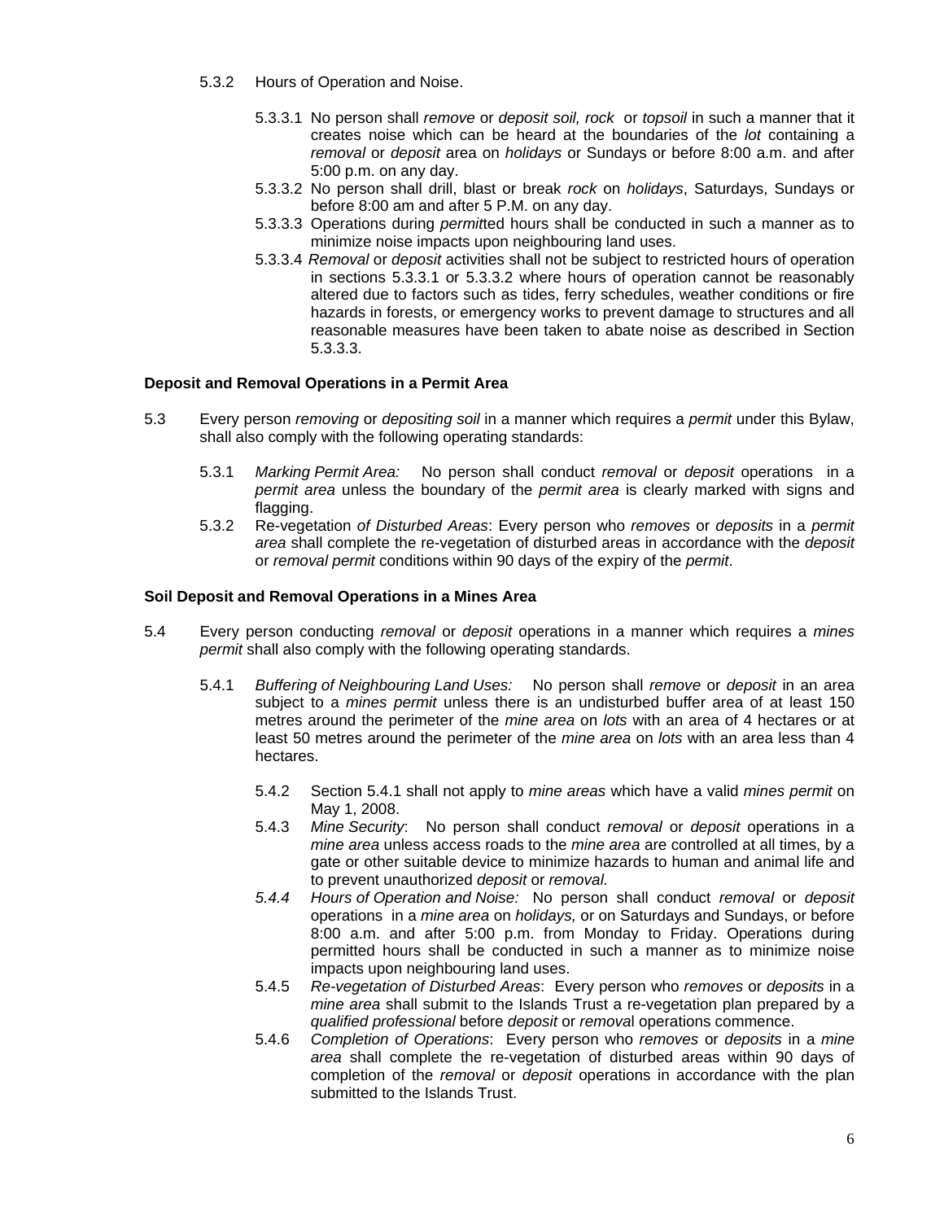5.3.2 Hours of Operation and Noise.

5.3.3.1 No person shall *remove* or *deposit soil, rock* or *topsoil* in such a manner that it creates noise which can be heard at the boundaries of the *lot* containing a *removal* or *deposit* area on *holidays* or Sundays or before 8:00 a.m. and after 5:00 p.m. on any day.

5.3.3.2 No person shall drill, blast or break *rock* on *holidays*, Saturdays, Sundays or before 8:00 am and after 5 P.M. on any day.

5.3.3.3 Operations during *permit*ted hours shall be conducted in such a manner as to minimize noise impacts upon neighbouring land uses.

5.3.3.4 *Removal* or *deposit* activities shall not be subject to restricted hours of operation in sections 5.3.3.1 or 5.3.3.2 where hours of operation cannot be reasonably altered due to factors such as tides, ferry schedules, weather conditions or fire hazards in forests, or emergency works to prevent damage to structures and all reasonable measures have been taken to abate noise as described in Section 5.3.3.3.

**Deposit and Removal Operations in a Permit Area**

5.3 Every person *removing* or *depositing soil* in a manner which requires a *permit* under this Bylaw, shall also comply with the following operating standards:

5.3.1 *Marking Permit Area:* No person shall conduct *removal* or *deposit* operations in a *permit area* unless the boundary of the *permit area* is clearly marked with signs and flagging.

5.3.2 Re-vegetation *of Disturbed Areas*: Every person who *removes* or *deposits* in a *permit area* shall complete the re-vegetation of disturbed areas in accordance with the *deposit* or *removal permit* conditions within 90 days of the expiry of the *permit*.

**Soil Deposit and Removal Operations in a Mines Area**

5.4 Every person conducting *removal* or *deposit* operations in a manner which requires a *mines permit* shall also comply with the following operating standards.

5.4.1 *Buffering of Neighbouring Land Uses:* No person shall *remove* or *deposit* in an area subject to a *mines permit* unless there is an undisturbed buffer area of at least 150 metres around the perimeter of the *mine area* on *lots* with an area of 4 hectares or at least 50 metres around the perimeter of the *mine area* on *lots* with an area less than 4 hectares.

5.4.2 Section 5.4.1 shall not apply to *mine areas* which have a valid *mines permit* on May 1, 2008.

5.4.3 *Mine Security*: No person shall conduct *removal* or *deposit* operations in a *mine area* unless access roads to the *mine area* are controlled at all times, by a gate or other suitable device to minimize hazards to human and animal life and to prevent unauthorized *deposit* or *removal.*

*5.4.4 Hours of Operation and Noise:* No person shall conduct *removal* or *deposit* operations in a *mine area* on *holidays,* or on Saturdays and Sundays, or before 8:00 a.m. and after 5:00 p.m. from Monday to Friday. Operations during permitted hours shall be conducted in such a manner as to minimize noise impacts upon neighbouring land uses.

5.4.5 *Re-vegetation of Disturbed Areas*: Every person who *removes* or *deposits* in a *mine area* shall submit to the Islands Trust a re-vegetation plan prepared by a *qualified professional* before *deposit* or *remova*l operations commence.

5.4.6 *Completion of Operations*: Every person who *removes* or *deposits* in a *mine area* shall complete the re-vegetation of disturbed areas within 90 days of completion of the *removal* or *deposit* operations in accordance with the plan submitted to the Islands Trust.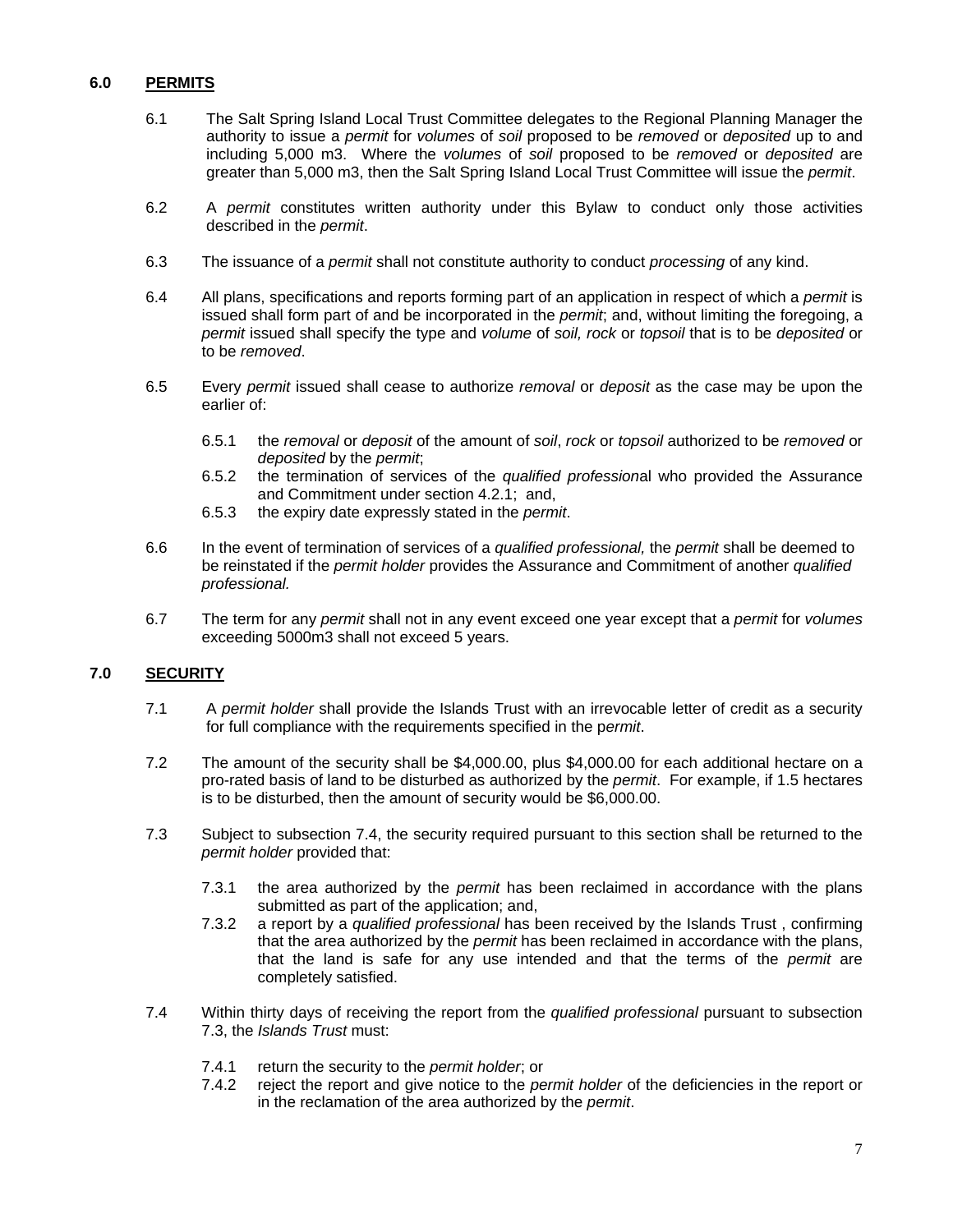## 6.0 PERMITS

6.1 The Salt Spring Island Local Trust Committee delegates to the Regional Planning Manager the authority to issue a *permit* for *volumes* of *soil* proposed to be *removed* or *deposited* up to and including 5,000 m3. Where the *volumes* of *soil* proposed to be *removed* or *deposited* are greater than 5,000 m3, then the Salt Spring Island Local Trust Committee will issue the *permit*.

6.2 A *permit* constitutes written authority under this Bylaw to conduct only those activities described in the *permit*.

6.3 The issuance of a *permit* shall not constitute authority to conduct *processing* of any kind.

6.4 All plans, specifications and reports forming part of an application in respect of which a *permit* is issued shall form part of and be incorporated in the *permit*; and, without limiting the foregoing, a *permit* issued shall specify the type and *volume* of *soil, rock* or *topsoil* that is to be *deposited* or to be *removed*.

6.5 Every *permit* issued shall cease to authorize *removal* or *deposit* as the case may be upon the earlier of:

- 6.5.1 the *removal* or *deposit* of the amount of *soil*, *rock* or *topsoil* authorized to be *removed* or *deposited* by the *permit*;
- 6.5.2 the termination of services of the *qualified professiona*l who provided the Assurance and Commitment under section 4.2.1; and,
- 6.5.3 the expiry date expressly stated in the *permit*.

6.6 In the event of termination of services of a *qualified professional,* the *permit* shall be deemed to be reinstated if the *permit holder* provides the Assurance and Commitment of another *qualified professional.*

6.7 The term for any *permit* shall not in any event exceed one year except that a *permit* for *volumes* exceeding 5000m3 shall not exceed 5 years.

## 7.0 SECURITY

7.1 A *permit holder* shall provide the Islands Trust with an irrevocable letter of credit as a security for full compliance with the requirements specified in the p*ermit*.

7.2 The amount of the security shall be $4,000.00, plus $4,000.00 for each additional hectare on a pro-rated basis of land to be disturbed as authorized by the *permit*. For example, if 1.5 hectares is to be disturbed, then the amount of security would be $6,000.00.

7.3 Subject to subsection 7.4, the security required pursuant to this section shall be returned to the *permit holder* provided that:

- 7.3.1 the area authorized by the *permit* has been reclaimed in accordance with the plans submitted as part of the application; and,
- 7.3.2 a report by a *qualified professional* has been received by the Islands Trust , confirming that the area authorized by the *permit* has been reclaimed in accordance with the plans, that the land is safe for any use intended and that the terms of the *permit* are completely satisfied.

7.4 Within thirty days of receiving the report from the *qualified professional* pursuant to subsection 7.3, the *Islands Trust* must:

- 7.4.1 return the security to the *permit holder*; or
- 7.4.2 reject the report and give notice to the *permit holder* of the deficiencies in the report or in the reclamation of the area authorized by the *permit*.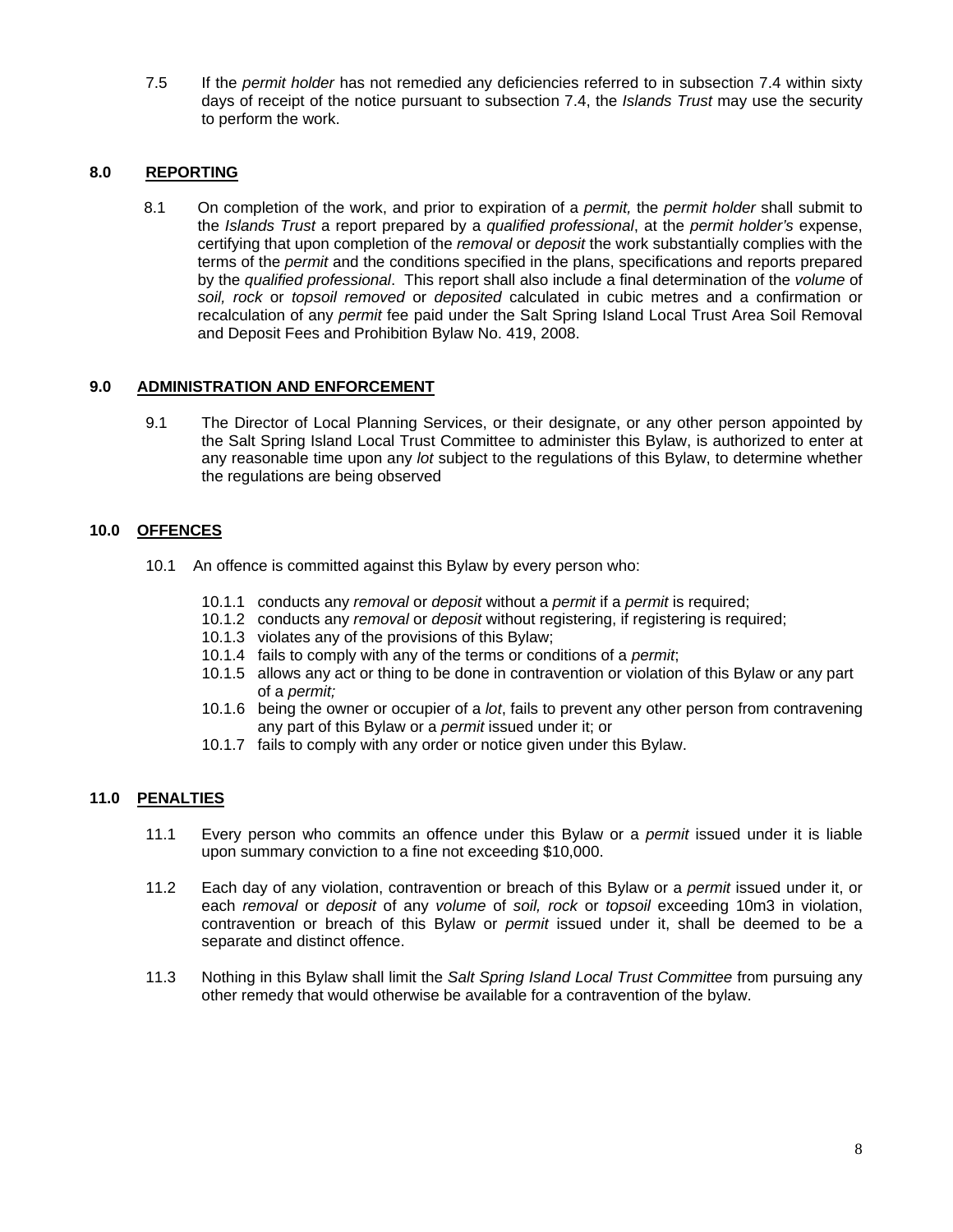7.5 If the *permit holder* has not remedied any deficiencies referred to in subsection 7.4 within sixty days of receipt of the notice pursuant to subsection 7.4, the *Islands Trust* may use the security to perform the work.

## 8.0 REPORTING

8.1 On completion of the work, and prior to expiration of a *permit,* the *permit holder* shall submit to the *Islands Trust* a report prepared by a *qualified professional*, at the *permit holder's* expense, certifying that upon completion of the *removal* or *deposit* the work substantially complies with the terms of the *permit* and the conditions specified in the plans, specifications and reports prepared by the *qualified professional*. This report shall also include a final determination of the *volume* of *soil, rock* or *topsoil removed* or *deposited* calculated in cubic metres and a confirmation or recalculation of any *permit* fee paid under the Salt Spring Island Local Trust Area Soil Removal and Deposit Fees and Prohibition Bylaw No. 419, 2008.

## 9.0 ADMINISTRATION AND ENFORCEMENT

9.1 The Director of Local Planning Services, or their designate, or any other person appointed by the Salt Spring Island Local Trust Committee to administer this Bylaw, is authorized to enter at any reasonable time upon any *lot* subject to the regulations of this Bylaw, to determine whether the regulations are being observed

## 10.0 OFFENCES

10.1 An offence is committed against this Bylaw by every person who:

- 10.1.1 conducts any *removal* or *deposit* without a *permit* if a *permit* is required;
- 10.1.2 conducts any *removal* or *deposit* without registering, if registering is required;
- 10.1.3 violates any of the provisions of this Bylaw;
- 10.1.4 fails to comply with any of the terms or conditions of a *permit*;
- 10.1.5 allows any act or thing to be done in contravention or violation of this Bylaw or any part of a *permit;*
- 10.1.6 being the owner or occupier of a *lot*, fails to prevent any other person from contravening any part of this Bylaw or a *permit* issued under it; or
- 10.1.7 fails to comply with any order or notice given under this Bylaw.

## 11.0 PENALTIES

11.1 Every person who commits an offence under this Bylaw or a *permit* issued under it is liable upon summary conviction to a fine not exceeding $10,000.

11.2 Each day of any violation, contravention or breach of this Bylaw or a *permit* issued under it, or each *removal* or *deposit* of any *volume* of *soil, rock* or *topsoil* exceeding 10m3 in violation, contravention or breach of this Bylaw or *permit* issued under it, shall be deemed to be a separate and distinct offence.

11.3 Nothing in this Bylaw shall limit the *Salt Spring Island Local Trust Committee* from pursuing any other remedy that would otherwise be available for a contravention of the bylaw.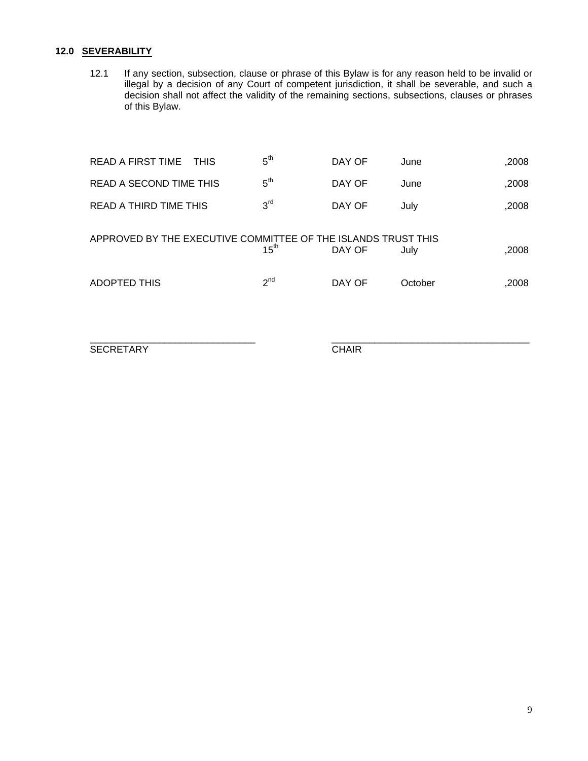## 12.0 SEVERABILITY

12.1 If any section, subsection, clause or phrase of this Bylaw is for any reason held to be invalid or illegal by a decision of any Court of competent jurisdiction, it shall be severable, and such a decision shall not affect the validity of the remaining sections, subsections, clauses or phrases of this Bylaw.

| | | | | |
|---|---|---|---|---|
| READ A FIRST TIME THIS | 5th | DAY OF | June | ,2008 |
| READ A SECOND TIME THIS | 5th | DAY OF | June | ,2008 |
| READ A THIRD TIME THIS | 3rd | DAY OF | July | ,2008 |

APPROVED BY THE EXECUTIVE COMMITTEE OF THE ISLANDS TRUST THIS 15th DAY OF July ,2008

ADOPTED THIS 2nd DAY OF October ,2008

\_\_\_\_\_\_\_\_\_\_\_\_\_\_\_\_\_\_\_\_\_\_\_\_\_\_\_\_\_\_\_\_ \_\_\_\_\_\_\_\_\_\_\_\_\_\_\_\_\_\_\_\_\_\_\_\_\_\_\_\_\_\_\_\_

SECRETARY CHAIR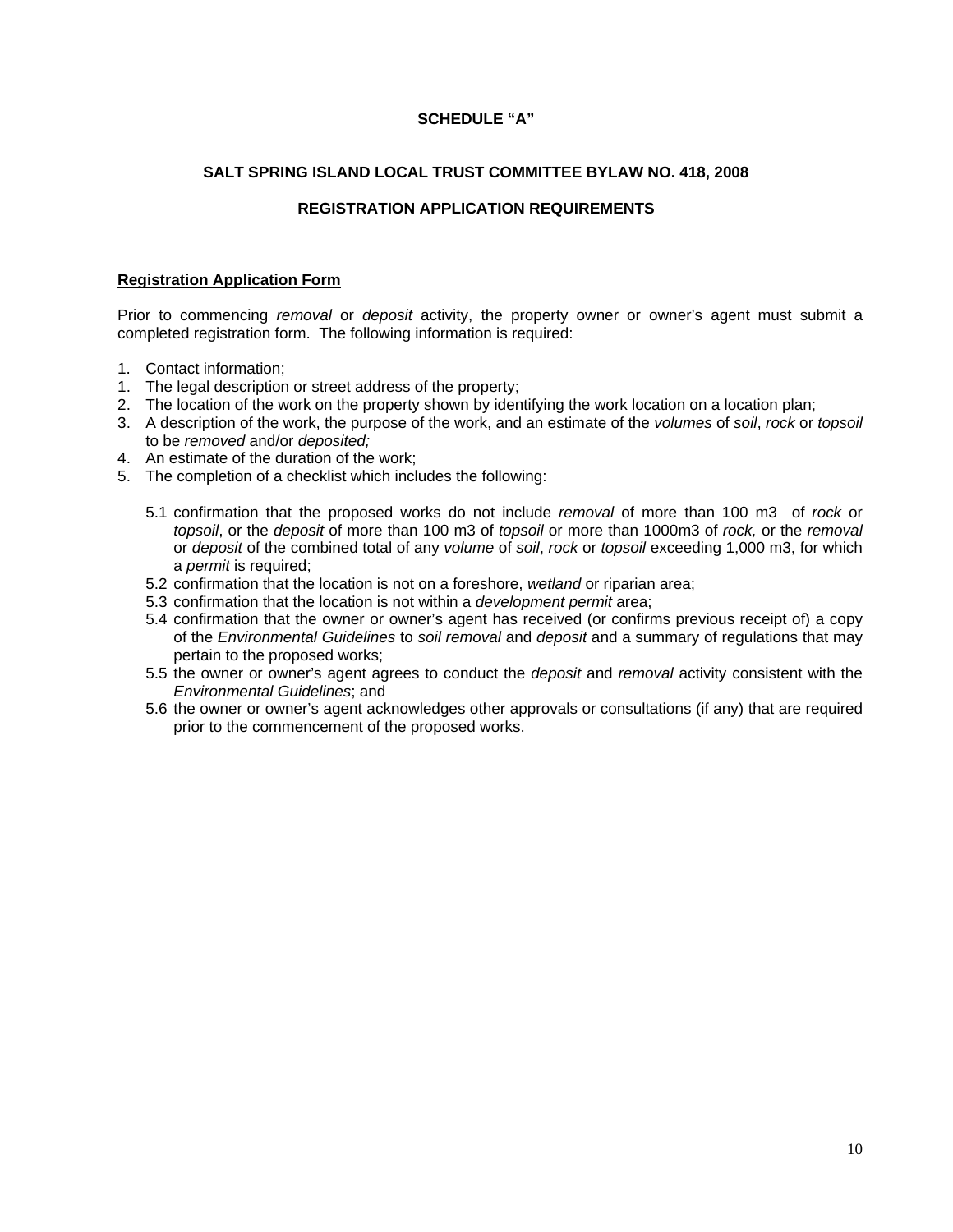**SCHEDULE "A"**

**SALT SPRING ISLAND LOCAL TRUST COMMITTEE BYLAW NO. 418, 2008**

**REGISTRATION APPLICATION REQUIREMENTS**

**Registration Application Form**

Prior to commencing *removal* or *deposit* activity, the property owner or owner's agent must submit a completed registration form. The following information is required:

1. Contact information;
1. The legal description or street address of the property;
2. The location of the work on the property shown by identifying the work location on a location plan;
3. A description of the work, the purpose of the work, and an estimate of the *volumes* of *soil*, *rock* or *topsoil* to be *removed* and/or *deposited;*
4. An estimate of the duration of the work;
5. The completion of a checklist which includes the following:

   5.1 confirmation that the proposed works do not include *removal* of more than 100 m3 of *rock* or *topsoil*, or the *deposit* of more than 100 m3 of *topsoil* or more than 1000m3 of *rock,* or the *removal* or *deposit* of the combined total of any *volume* of *soil*, *rock* or *topsoil* exceeding 1,000 m3, for which a *permit* is required;

   5.2 confirmation that the location is not on a foreshore, *wetland* or riparian area;

   5.3 confirmation that the location is not within a *development permit* area;

   5.4 confirmation that the owner or owner's agent has received (or confirms previous receipt of) a copy of the *Environmental Guidelines* to *soil removal* and *deposit* and a summary of regulations that may pertain to the proposed works;

   5.5 the owner or owner's agent agrees to conduct the *deposit* and *removal* activity consistent with the *Environmental Guidelines*; and

   5.6 the owner or owner's agent acknowledges other approvals or consultations (if any) that are required prior to the commencement of the proposed works.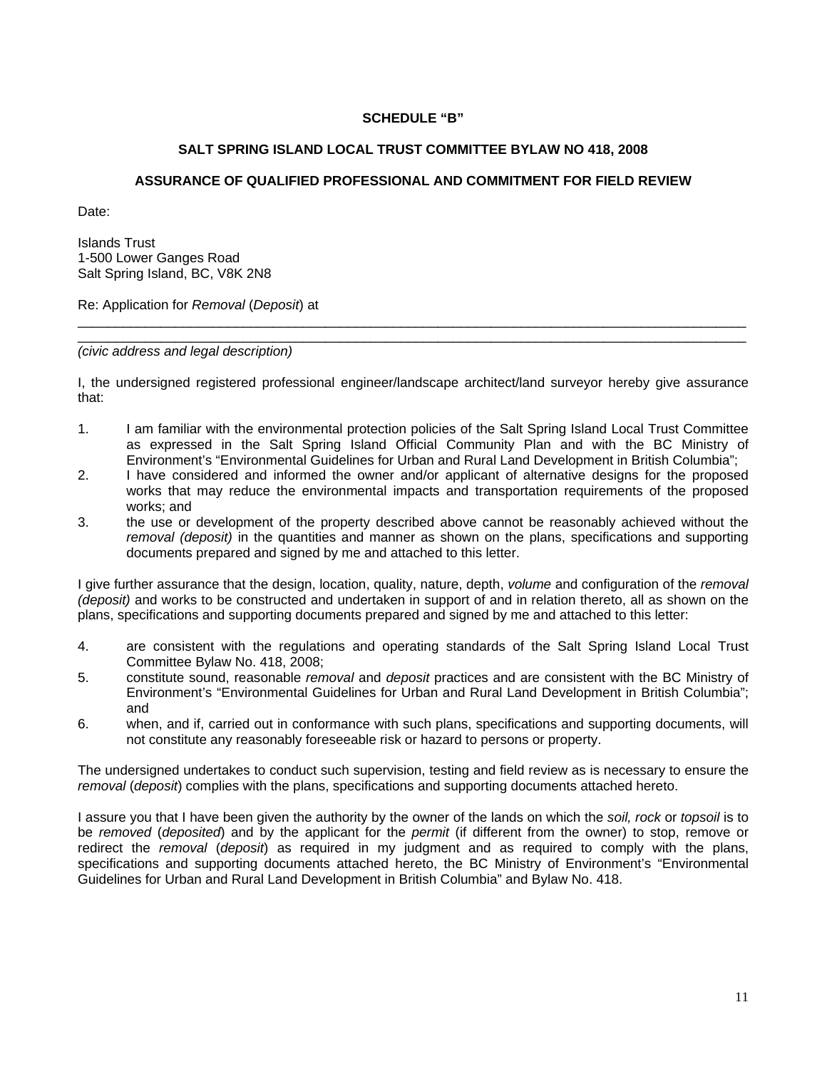**SCHEDULE "B"**

**SALT SPRING ISLAND LOCAL TRUST COMMITTEE BYLAW NO 418, 2008**

**ASSURANCE OF QUALIFIED PROFESSIONAL AND COMMITMENT FOR FIELD REVIEW**

Date:

Islands Trust
1-500 Lower Ganges Road
Salt Spring Island, BC, V8K 2N8

Re: Application for *Removal* (*Deposit*) at

\_\_\_\_\_\_\_\_\_\_\_\_\_\_\_\_\_\_\_\_\_\_\_\_\_\_\_\_\_\_\_\_\_\_\_\_\_\_\_\_\_\_\_\_\_\_\_\_\_\_\_\_\_\_\_\_\_\_\_\_\_\_\_\_\_\_\_\_\_\_\_\_\_\_\_\_\_\_
\_\_\_\_\_\_\_\_\_\_\_\_\_\_\_\_\_\_\_\_\_\_\_\_\_\_\_\_\_\_\_\_\_\_\_\_\_\_\_\_\_\_\_\_\_\_\_\_\_\_\_\_\_\_\_\_\_\_\_\_\_\_\_\_\_\_\_\_\_\_\_\_\_\_\_\_\_\_
*(civic address and legal description)*

I, the undersigned registered professional engineer/landscape architect/land surveyor hereby give assurance that:

1. I am familiar with the environmental protection policies of the Salt Spring Island Local Trust Committee as expressed in the Salt Spring Island Official Community Plan and with the BC Ministry of Environment's "Environmental Guidelines for Urban and Rural Land Development in British Columbia";
2. I have considered and informed the owner and/or applicant of alternative designs for the proposed works that may reduce the environmental impacts and transportation requirements of the proposed works; and
3. the use or development of the property described above cannot be reasonably achieved without the *removal (deposit)* in the quantities and manner as shown on the plans, specifications and supporting documents prepared and signed by me and attached to this letter.

I give further assurance that the design, location, quality, nature, depth, *volume* and configuration of the *removal (deposit)* and works to be constructed and undertaken in support of and in relation thereto, all as shown on the plans, specifications and supporting documents prepared and signed by me and attached to this letter:

4. are consistent with the regulations and operating standards of the Salt Spring Island Local Trust Committee Bylaw No. 418, 2008;
5. constitute sound, reasonable *removal* and *deposit* practices and are consistent with the BC Ministry of Environment's "Environmental Guidelines for Urban and Rural Land Development in British Columbia"; and
6. when, and if, carried out in conformance with such plans, specifications and supporting documents, will not constitute any reasonably foreseeable risk or hazard to persons or property.

The undersigned undertakes to conduct such supervision, testing and field review as is necessary to ensure the *removal* (*deposit*) complies with the plans, specifications and supporting documents attached hereto.

I assure you that I have been given the authority by the owner of the lands on which the *soil, rock* or *topsoil* is to be *removed* (*deposited*) and by the applicant for the *permit* (if different from the owner) to stop, remove or redirect the *removal* (*deposit*) as required in my judgment and as required to comply with the plans, specifications and supporting documents attached hereto, the BC Ministry of Environment's "Environmental Guidelines for Urban and Rural Land Development in British Columbia" and Bylaw No. 418.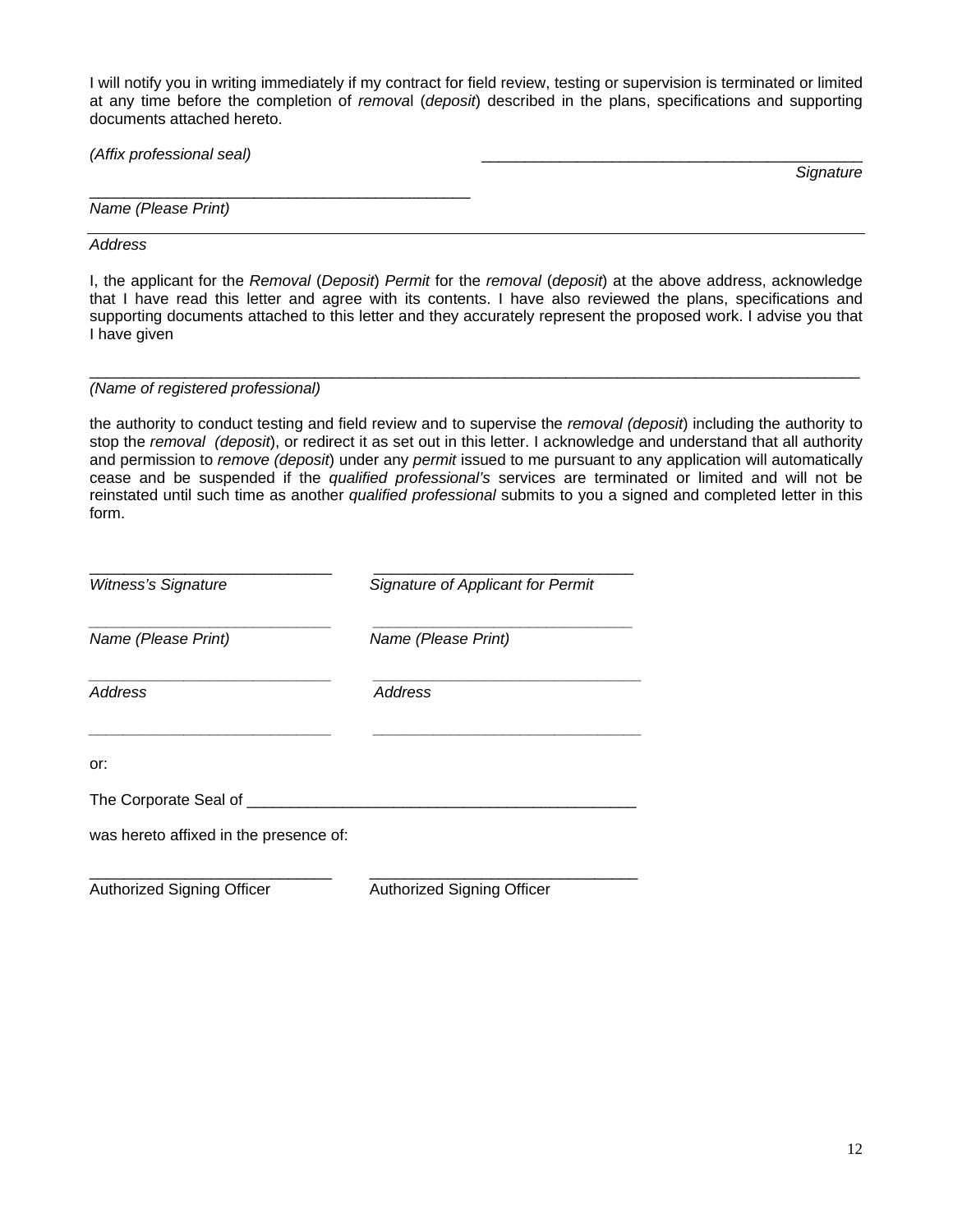I will notify you in writing immediately if my contract for field review, testing or supervision is terminated or limited at any time before the completion of *remova*l (*deposit*) described in the plans, specifications and supporting documents attached hereto.

*(Affix professional seal)* \_\_\_\_\_\_\_\_\_\_\_\_\_\_\_\_\_\_\_\_\_\_\_\_\_\_\_\_\_\_\_\_\_\_\_\_\_\_\_\_\_\_\_\_

*Signature*

\_\_\_\_\_\_\_\_\_\_\_\_\_\_\_\_\_\_\_\_\_\_\_\_\_\_\_\_\_\_\_\_\_\_\_\_\_\_\_\_\_\_\_\_

*Name (Please Print)*

\_\_\_\_\_\_\_\_\_\_\_\_\_\_\_\_\_\_\_\_\_\_\_\_\_\_\_\_\_\_\_\_\_\_\_\_\_\_\_\_\_\_\_\_\_\_\_\_\_\_\_\_\_\_\_\_\_\_\_\_\_\_\_\_\_\_\_\_\_\_\_\_\_\_\_\_\_\_\_\_\_\_\_\_\_\_\_\_

*Address*

I, the applicant for the *Removal* (*Deposit*) *Permit* for the *removal* (*deposit*) at the above address, acknowledge that I have read this letter and agree with its contents. I have also reviewed the plans, specifications and supporting documents attached to this letter and they accurately represent the proposed work. I advise you that I have given

\_\_\_\_\_\_\_\_\_\_\_\_\_\_\_\_\_\_\_\_\_\_\_\_\_\_\_\_\_\_\_\_\_\_\_\_\_\_\_\_\_\_\_\_\_\_\_\_\_\_\_\_\_\_\_\_\_\_\_\_\_\_\_\_\_\_\_\_\_\_\_\_\_\_\_\_\_\_\_\_\_\_\_\_\_\_\_\_

*(Name of registered professional)*

the authority to conduct testing and field review and to supervise the *removal (deposit*) including the authority to stop the *removal (deposit*), or redirect it as set out in this letter. I acknowledge and understand that all authority and permission to *remove (deposit*) under any *permit* issued to me pursuant to any application will automatically cease and be suspended if the *qualified professional's* services are terminated or limited and will not be reinstated until such time as another *qualified professional* submits to you a signed and completed letter in this form.

| | |
|---|---|
| \_\_\_\_\_\_\_\_\_\_\_\_\_\_\_\_\_\_\_\_\_\_\_\_\_\_\_\_ | \_\_\_\_\_\_\_\_\_\_\_\_\_\_\_\_\_\_\_\_\_\_\_\_\_\_\_\_\_\_ |
| *Witness's Signature* | *Signature of Applicant for Permit* |
| \_\_\_\_\_\_\_\_\_\_\_\_\_\_\_\_\_\_\_\_\_\_\_\_\_\_\_\_ | \_\_\_\_\_\_\_\_\_\_\_\_\_\_\_\_\_\_\_\_\_\_\_\_\_\_\_\_\_\_ |
| *Name (Please Print)* | *Name (Please Print)* |
| \_\_\_\_\_\_\_\_\_\_\_\_\_\_\_\_\_\_\_\_\_\_\_\_\_\_\_\_ | \_\_\_\_\_\_\_\_\_\_\_\_\_\_\_\_\_\_\_\_\_\_\_\_\_\_\_\_\_\_ |
| *Address* | *Address* |
| \_\_\_\_\_\_\_\_\_\_\_\_\_\_\_\_\_\_\_\_\_\_\_\_\_\_\_\_ | \_\_\_\_\_\_\_\_\_\_\_\_\_\_\_\_\_\_\_\_\_\_\_\_\_\_\_\_\_\_ |

or:

The Corporate Seal of \_\_\_\_\_\_\_\_\_\_\_\_\_\_\_\_\_\_\_\_\_\_\_\_\_\_\_\_\_\_\_\_\_\_\_\_\_\_\_\_\_\_\_\_

was hereto affixed in the presence of:

| | |
|---|---|
| \_\_\_\_\_\_\_\_\_\_\_\_\_\_\_\_\_\_\_\_\_\_\_\_\_\_\_\_ | \_\_\_\_\_\_\_\_\_\_\_\_\_\_\_\_\_\_\_\_\_\_\_\_\_\_\_\_\_\_ |
| Authorized Signing Officer | Authorized Signing Officer |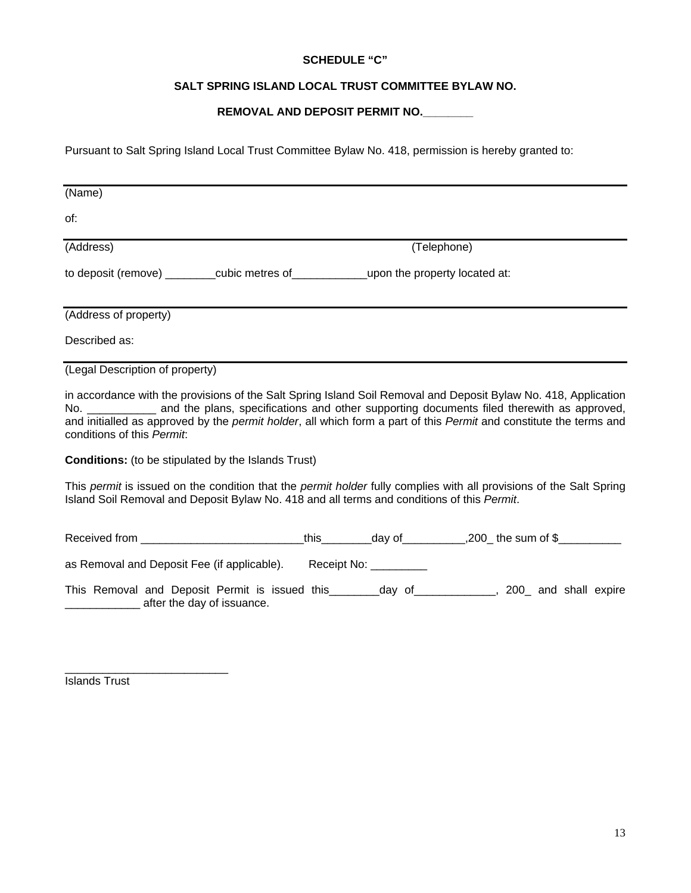**SCHEDULE "C"**

**SALT SPRING ISLAND LOCAL TRUST COMMITTEE BYLAW NO.**

**REMOVAL AND DEPOSIT PERMIT NO.________**

Pursuant to Salt Spring Island Local Trust Committee Bylaw No. 418, permission is hereby granted to:

___________________________________________________________________

(Name)

of:

___________________________________________________________________

(Address) (Telephone)

to deposit (remove) ________cubic metres of____________upon the property located at:

___________________________________________________________________

(Address of property)

Described as:

___________________________________________________________________

(Legal Description of property)

in accordance with the provisions of the Salt Spring Island Soil Removal and Deposit Bylaw No. 418, Application No. ___________ and the plans, specifications and other supporting documents filed therewith as approved, and initialled as approved by the *permit holder*, all which form a part of this *Permit* and constitute the terms and conditions of this *Permit*:

**Conditions:** (to be stipulated by the Islands Trust)

This *permit* is issued on the condition that the *permit holder* fully complies with all provisions of the Salt Spring Island Soil Removal and Deposit Bylaw No. 418 and all terms and conditions of this *Permit*.

Received from __________________________this________day of__________,200_ the sum of $__________

as Removal and Deposit Fee (if applicable). Receipt No: _________

This Removal and Deposit Permit is issued this________day of_____________, 200_ and shall expire ____________ after the day of issuance.

__________________________

Islands Trust